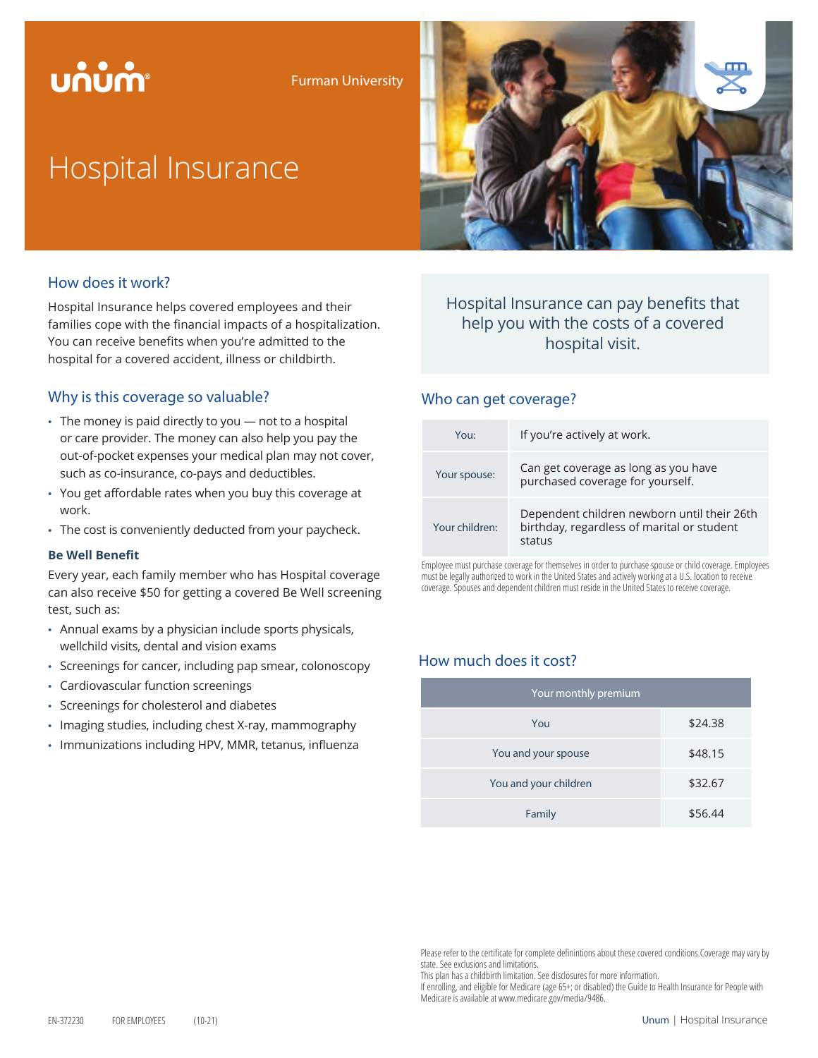Furman University

# Hospital Insurance

## How does it work?

Hospital Insurance helps covered employees and their families cope with the financial impacts of a hospitalization. You can receive benefits when you're admitted to the hospital for a covered accident, illness or childbirth.

## Why is this coverage so valuable?

- The money is paid directly to you — not to a hospital or care provider. The money can also help you pay the out-of-pocket expenses your medical plan may not cover, such as co-insurance, co-pays and deductibles.
- You get affordable rates when you buy this coverage at work.
- The cost is conveniently deducted from your paycheck.

### Be Well Benefit

Every year, each family member who has Hospital coverage can also receive $50 for getting a covered Be Well screening test, such as:

- Annual exams by a physician include sports physicals, wellchild visits, dental and vision exams
- Screenings for cancer, including pap smear, colonoscopy
- Cardiovascular function screenings
- Screenings for cholesterol and diabetes
- Imaging studies, including chest X-ray, mammography
- Immunizations including HPV, MMR, tetanus, influenza

Hospital Insurance can pay benefits that help you with the costs of a covered hospital visit.

## Who can get coverage?

| | |
|---|---|
| You: | If you're actively at work. |
| Your spouse: | Can get coverage as long as you have purchased coverage for yourself. |
| Your children: | Dependent children newborn until their 26th birthday, regardless of marital or student status |

Employee must purchase coverage for themselves in order to purchase spouse or child coverage. Employees must be legally authorized to work in the United States and actively working at a U.S. location to receive coverage. Spouses and dependent children must reside in the United States to receive coverage.

## How much does it cost?

| Your monthly premium | |
|---|---|
| You | $24.38 |
| You and your spouse | $48.15 |
| You and your children | $32.67 |
| Family | $56.44 |

Please refer to the certificate for complete defininitions about these covered conditions.Coverage may vary by state. See exclusions and limitations.
This plan has a childbirth limitation. See disclosures for more information.
If enrolling, and eligible for Medicare (age 65+; or disabled) the Guide to Health Insurance for People with Medicare is available at www.medicare.gov/media/9486.

EN-372230 FOR EMPLOYEES (10-21)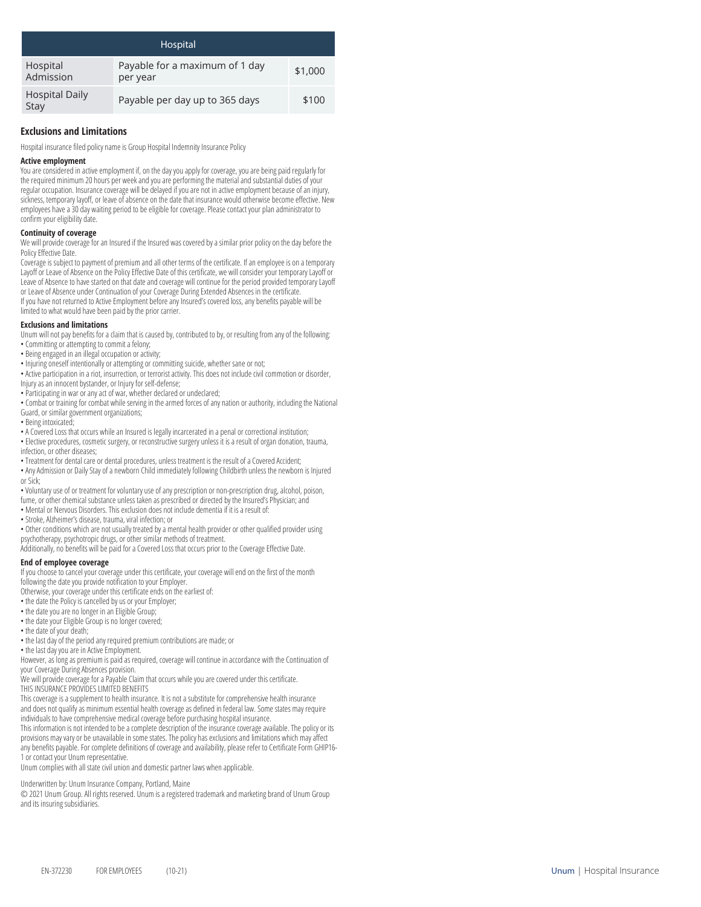| Hospital | | |
| --- | --- | --- |
| Hospital Admission | Payable for a maximum of 1 day per year | $1,000 |
| Hospital Daily Stay | Payable per day up to 365 days | $100 |

## Exclusions and Limitations

Hospital insurance filed policy name is Group Hospital Indemnity Insurance Policy

**Active employment**

You are considered in active employment if, on the day you apply for coverage, you are being paid regularly for the required minimum 20 hours per week and you are performing the material and substantial duties of your regular occupation. Insurance coverage will be delayed if you are not in active employment because of an injury, sickness, temporary layoff, or leave of absence on the date that insurance would otherwise become effective. New employees have a 30 day waiting period to be eligible for coverage. Please contact your plan administrator to confirm your eligibility date.

**Continuity of coverage**

We will provide coverage for an Insured if the Insured was covered by a similar prior policy on the day before the Policy Effective Date.

Coverage is subject to payment of premium and all other terms of the certificate. If an employee is on a temporary Layoff or Leave of Absence on the Policy Effective Date of this certificate, we will consider your temporary Layoff or Leave of Absence to have started on that date and coverage will continue for the period provided temporary Layoff or Leave of Absence under Continuation of your Coverage During Extended Absences in the certificate.

If you have not returned to Active Employment before any Insured's covered loss, any benefits payable will be limited to what would have been paid by the prior carrier.

**Exclusions and limitations**

Unum will not pay benefits for a claim that is caused by, contributed to by, or resulting from any of the following:

- Committing or attempting to commit a felony;
- Being engaged in an illegal occupation or activity;
- Injuring oneself intentionally or attempting or committing suicide, whether sane or not;
- Active participation in a riot, insurrection, or terrorist activity. This does not include civil commotion or disorder, Injury as an innocent bystander, or Injury for self-defense;
- Participating in war or any act of war, whether declared or undeclared;
- Combat or training for combat while serving in the armed forces of any nation or authority, including the National Guard, or similar government organizations;
- Being intoxicated;
- A Covered Loss that occurs while an Insured is legally incarcerated in a penal or correctional institution;
- Elective procedures, cosmetic surgery, or reconstructive surgery unless it is a result of organ donation, trauma, infection, or other diseases;
- Treatment for dental care or dental procedures, unless treatment is the result of a Covered Accident;
- Any Admission or Daily Stay of a newborn Child immediately following Childbirth unless the newborn is Injured or Sick;
- Voluntary use of or treatment for voluntary use of any prescription or non-prescription drug, alcohol, poison, fume, or other chemical substance unless taken as prescribed or directed by the Insured's Physician; and
- Mental or Nervous Disorders. This exclusion does not include dementia if it is a result of:
- Stroke, Alzheimer's disease, trauma, viral infection; or
- Other conditions which are not usually treated by a mental health provider or other qualified provider using psychotherapy, psychotropic drugs, or other similar methods of treatment.

Additionally, no benefits will be paid for a Covered Loss that occurs prior to the Coverage Effective Date.

**End of employee coverage**

If you choose to cancel your coverage under this certificate, your coverage will end on the first of the month following the date you provide notification to your Employer.

Otherwise, your coverage under this certificate ends on the earliest of:

- the date the Policy is cancelled by us or your Employer;
- the date you are no longer in an Eligible Group;
- the date your Eligible Group is no longer covered;
- the date of your death;
- the last day of the period any required premium contributions are made; or
- the last day you are in Active Employment.

However, as long as premium is paid as required, coverage will continue in accordance with the Continuation of your Coverage During Absences provision.

We will provide coverage for a Payable Claim that occurs while you are covered under this certificate.

THIS INSURANCE PROVIDES LIMITED BENEFITS

This coverage is a supplement to health insurance. It is not a substitute for comprehensive health insurance and does not qualify as minimum essential health coverage as defined in federal law. Some states may require individuals to have comprehensive medical coverage before purchasing hospital insurance.

This information is not intended to be a complete description of the insurance coverage available. The policy or its provisions may vary or be unavailable in some states. The policy has exclusions and limitations which may affect any benefits payable. For complete definitions of coverage and availability, please refer to Certificate Form GHIP16-1 or contact your Unum representative.

Unum complies with all state civil union and domestic partner laws when applicable.

Underwritten by: Unum Insurance Company, Portland, Maine

© 2021 Unum Group. All rights reserved. Unum is a registered trademark and marketing brand of Unum Group and its insuring subsidiaries.

EN-372230 FOR EMPLOYEES (10-21)